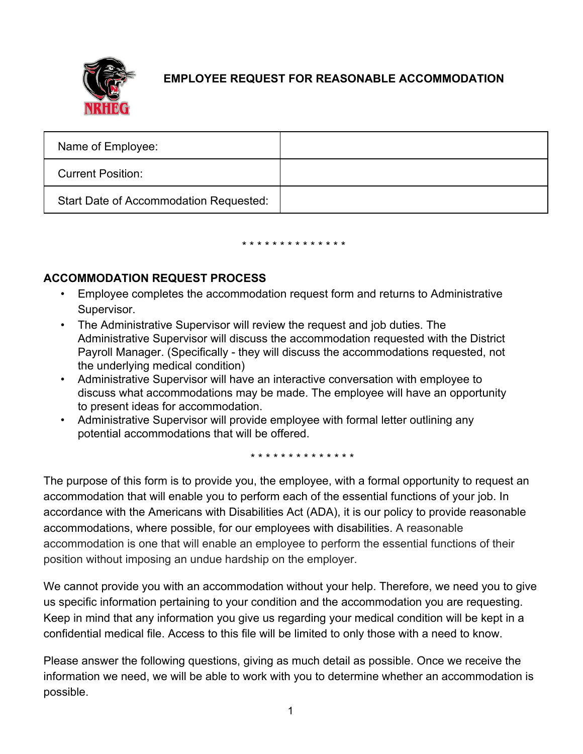# EMPLOYEE REQUEST FOR REASONABLE ACCOMMODATION

| Name of Employee: | |
|---|---|
| Current Position: | |
| Start Date of Accommodation Requested: | |

* * * * * * * * * * * * * *

## ACCOMMODATION REQUEST PROCESS

- Employee completes the accommodation request form and returns to Administrative Supervisor.
- The Administrative Supervisor will review the request and job duties. The Administrative Supervisor will discuss the accommodation requested with the District Payroll Manager. (Specifically - they will discuss the accommodations requested, not the underlying medical condition)
- Administrative Supervisor will have an interactive conversation with employee to discuss what accommodations may be made. The employee will have an opportunity to present ideas for accommodation.
- Administrative Supervisor will provide employee with formal letter outlining any potential accommodations that will be offered.

* * * * * * * * * * * * * *

The purpose of this form is to provide you, the employee, with a formal opportunity to request an accommodation that will enable you to perform each of the essential functions of your job. In accordance with the Americans with Disabilities Act (ADA), it is our policy to provide reasonable accommodations, where possible, for our employees with disabilities. A reasonable accommodation is one that will enable an employee to perform the essential functions of their position without imposing an undue hardship on the employer.

We cannot provide you with an accommodation without your help. Therefore, we need you to give us specific information pertaining to your condition and the accommodation you are requesting. Keep in mind that any information you give us regarding your medical condition will be kept in a confidential medical file. Access to this file will be limited to only those with a need to know.

Please answer the following questions, giving as much detail as possible. Once we receive the information we need, we will be able to work with you to determine whether an accommodation is possible.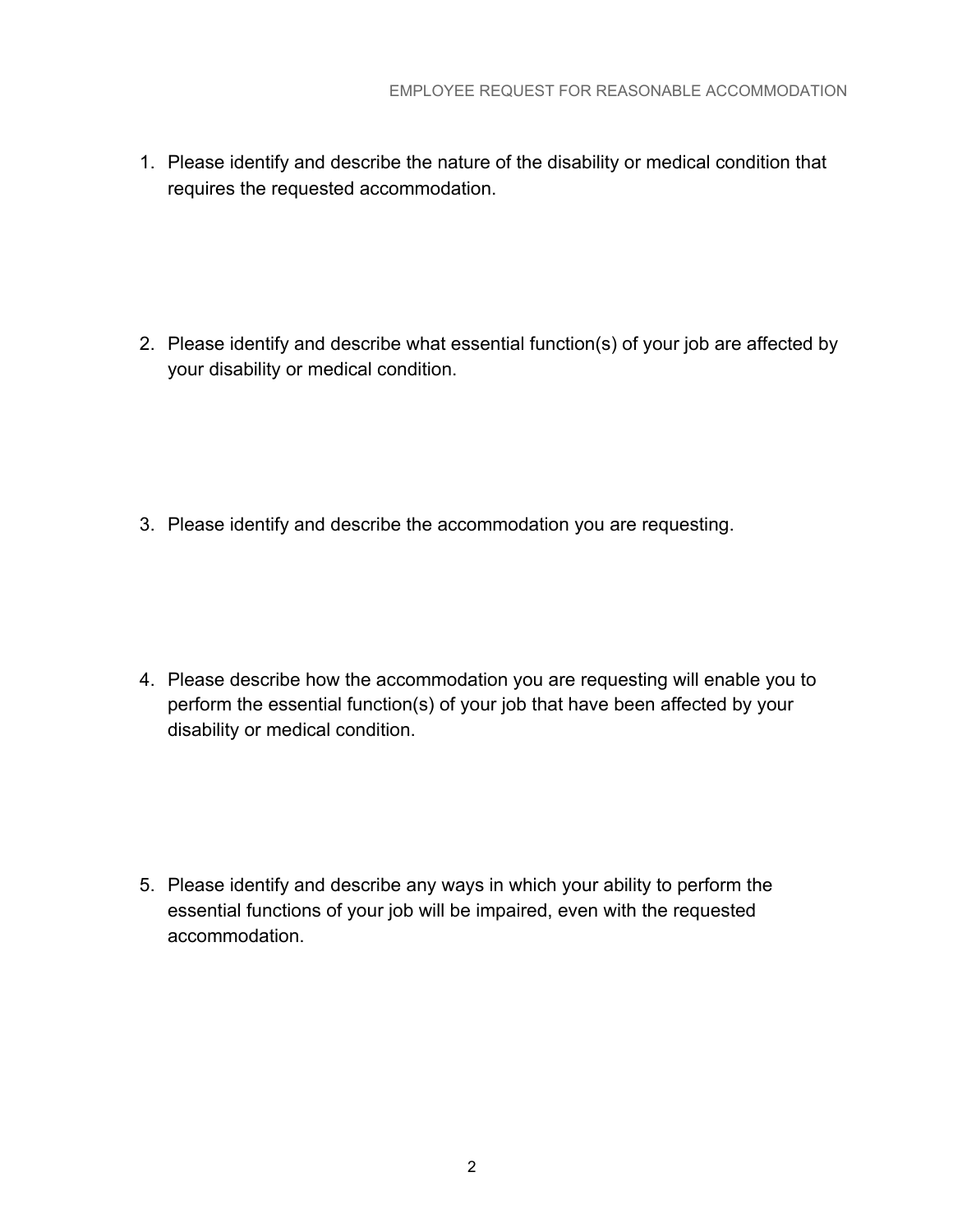1. Please identify and describe the nature of the disability or medical condition that requires the requested accommodation.

2. Please identify and describe what essential function(s) of your job are affected by your disability or medical condition.

3. Please identify and describe the accommodation you are requesting.

4. Please describe how the accommodation you are requesting will enable you to perform the essential function(s) of your job that have been affected by your disability or medical condition.

5. Please identify and describe any ways in which your ability to perform the essential functions of your job will be impaired, even with the requested accommodation.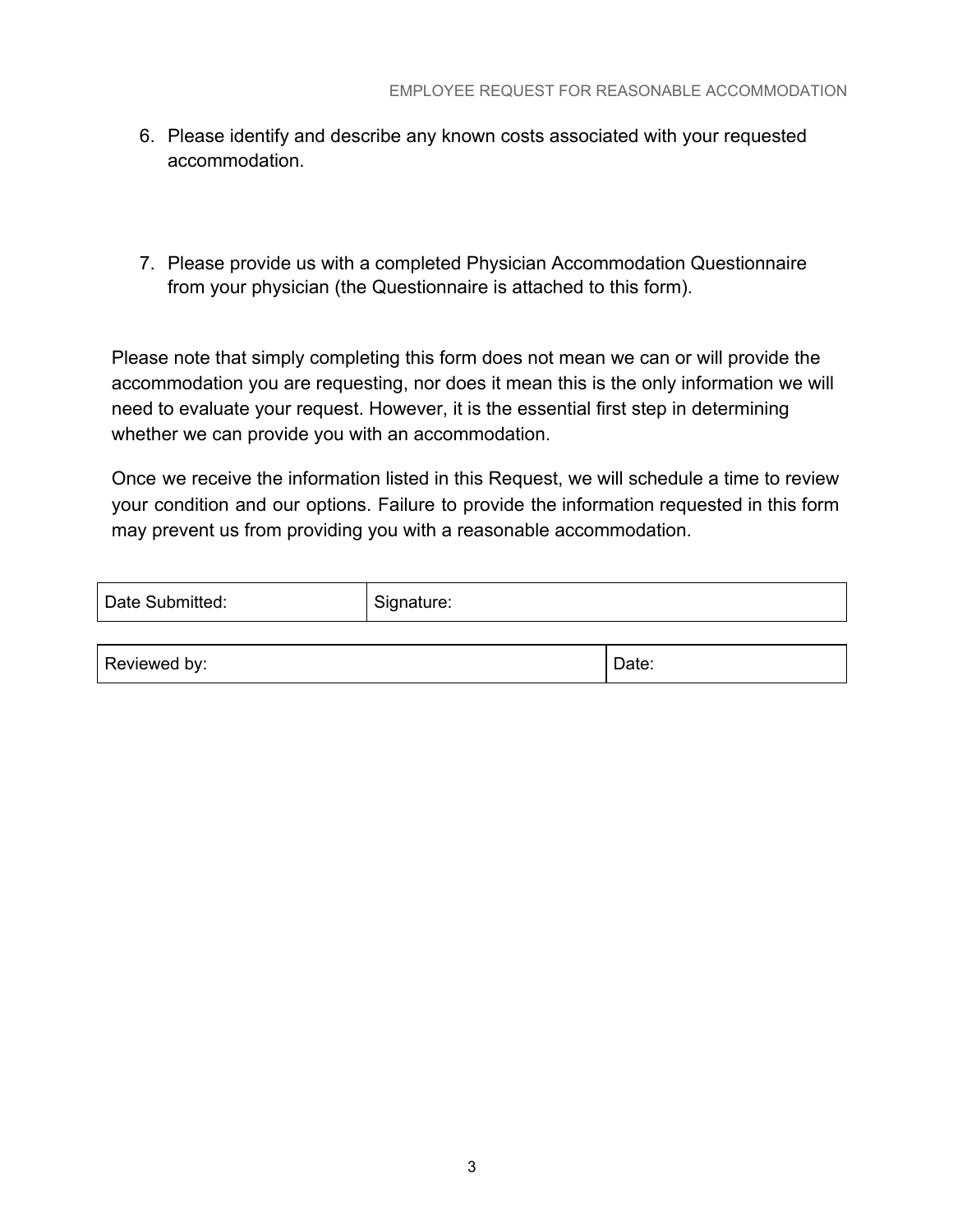6. Please identify and describe any known costs associated with your requested accommodation.

7. Please provide us with a completed Physician Accommodation Questionnaire from your physician (the Questionnaire is attached to this form).

Please note that simply completing this form does not mean we can or will provide the accommodation you are requesting, nor does it mean this is the only information we will need to evaluate your request. However, it is the essential first step in determining whether we can provide you with an accommodation.

Once we receive the information listed in this Request, we will schedule a time to review your condition and our options. Failure to provide the information requested in this form may prevent us from providing you with a reasonable accommodation.

| Date Submitted: | Signature: |
|---|---|

| Reviewed by: | Date: |
|---|---|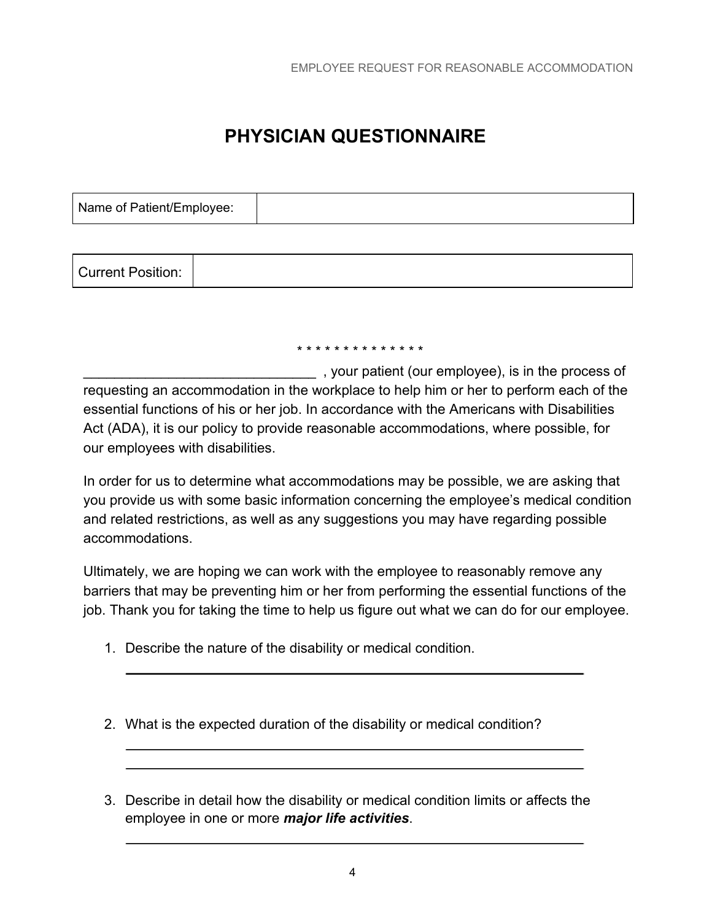# PHYSICIAN QUESTIONNAIRE

| Name of Patient/Employee: | |
|---|---|

| Current Position: | |
|---|---|

\* \* \* \* \* \* \* \* \* \* \* \* \* \*

______________________________ , your patient (our employee), is in the process of requesting an accommodation in the workplace to help him or her to perform each of the essential functions of his or her job. In accordance with the Americans with Disabilities Act (ADA), it is our policy to provide reasonable accommodations, where possible, for our employees with disabilities.

In order for us to determine what accommodations may be possible, we are asking that you provide us with some basic information concerning the employee's medical condition and related restrictions, as well as any suggestions you may have regarding possible accommodations.

Ultimately, we are hoping we can work with the employee to reasonably remove any barriers that may be preventing him or her from performing the essential functions of the job. Thank you for taking the time to help us figure out what we can do for our employee.

1. Describe the nature of the disability or medical condition.

   ______________________________________________________________

2. What is the expected duration of the disability or medical condition?

   ______________________________________________________________

   ______________________________________________________________

3. Describe in detail how the disability or medical condition limits or affects the employee in one or more ***major life activities***.

   ______________________________________________________________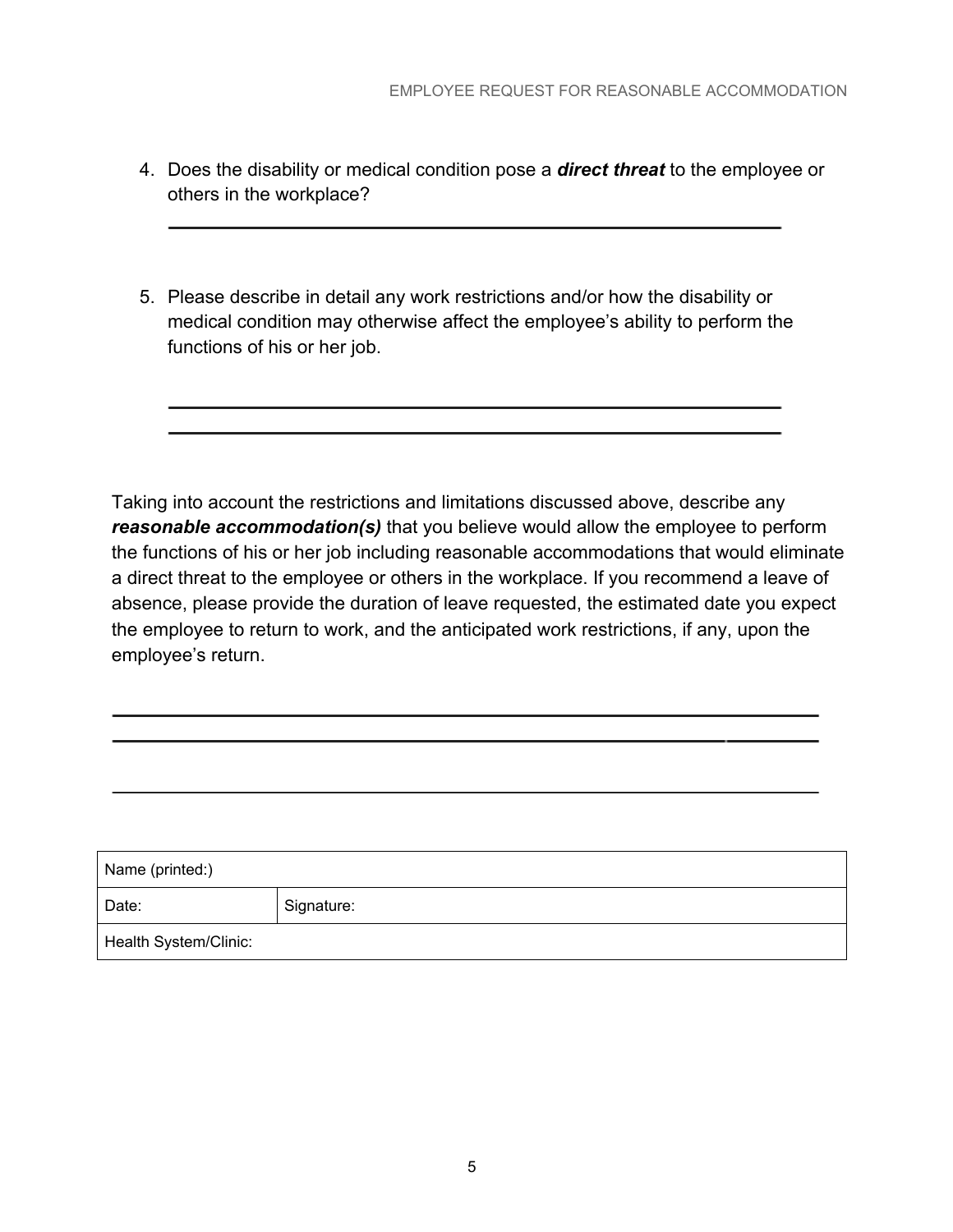4. Does the disability or medical condition pose a ***direct threat*** to the employee or others in the workplace?

    ______________________________________________________________

5. Please describe in detail any work restrictions and/or how the disability or medical condition may otherwise affect the employee's ability to perform the functions of his or her job.

    ______________________________________________________________
    ______________________________________________________________

Taking into account the restrictions and limitations discussed above, describe any ***reasonable accommodation(s)*** that you believe would allow the employee to perform the functions of his or her job including reasonable accommodations that would eliminate a direct threat to the employee or others in the workplace. If you recommend a leave of absence, please provide the duration of leave requested, the estimated date you expect the employee to return to work, and the anticipated work restrictions, if any, upon the employee's return.

______________________________________________________________
______________________________________________________________

______________________________________________________________

| Name (printed:) | |
|---|---|
| Date: | Signature: |
| Health System/Clinic: | |